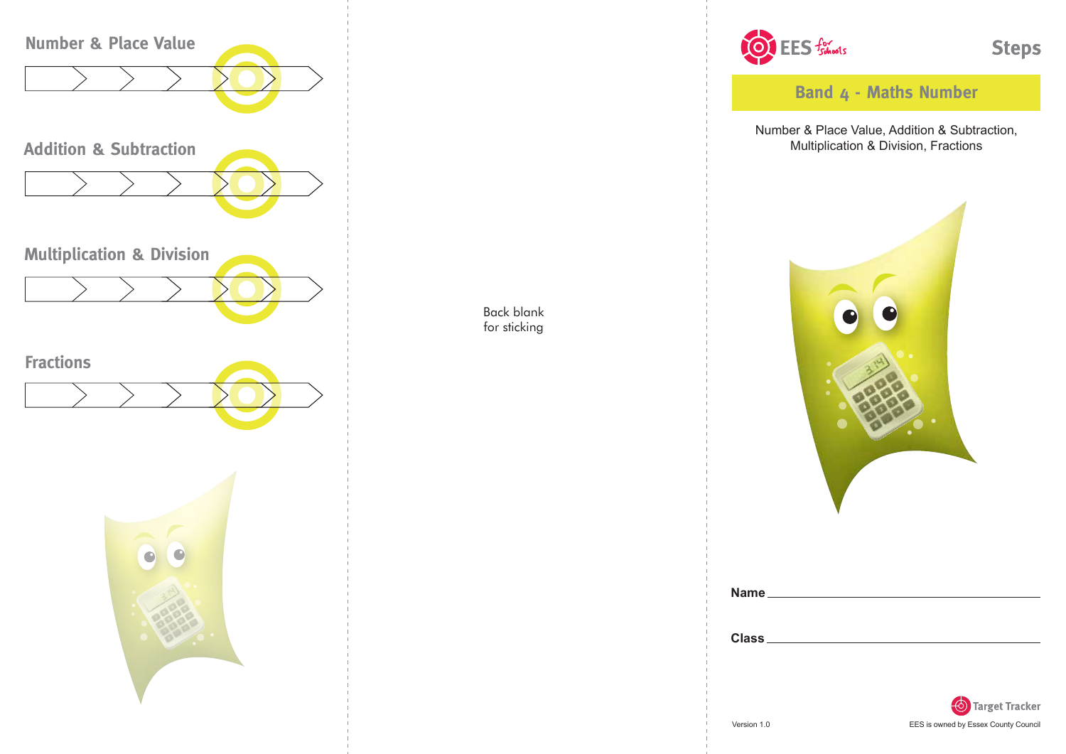## Number & Place Value

## Addition & Subtraction

## Multiplication & Division

## Fractions

Back blank
for sticking

EES for schools

# Steps

## Band 4 - Maths Number

Number & Place Value, Addition & Subtraction, Multiplication & Division, Fractions

**Name** ______________________________

**Class** ______________________________

Target Tracker

Version 1.0

EES is owned by Essex County Council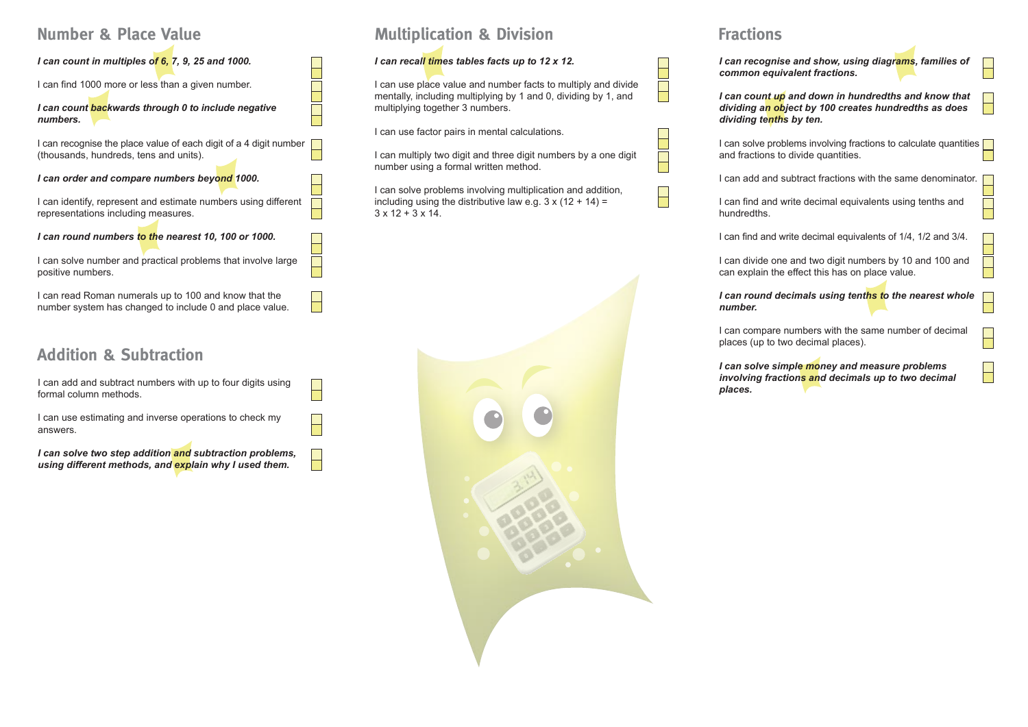## Number & Place Value

***I can count in multiples of 6, 7, 9, 25 and 1000.***

I can find 1000 more or less than a given number.

***I can count backwards through 0 to include negative numbers.***

I can recognise the place value of each digit of a 4 digit number (thousands, hundreds, tens and units).

***I can order and compare numbers beyond 1000.***

I can identify, represent and estimate numbers using different representations including measures.

***I can round numbers to the nearest 10, 100 or 1000.***

I can solve number and practical problems that involve large positive numbers.

I can read Roman numerals up to 100 and know that the number system has changed to include 0 and place value.

## Addition & Subtraction

I can add and subtract numbers with up to four digits using formal column methods.

I can use estimating and inverse operations to check my answers.

***I can solve two step addition and subtraction problems, using different methods, and explain why I used them.***

## Multiplication & Division

***I can recall times tables facts up to 12 x 12.***

I can use place value and number facts to multiply and divide mentally, including multiplying by 1 and 0, dividing by 1, and multiplying together 3 numbers.

I can use factor pairs in mental calculations.

I can multiply two digit and three digit numbers by a one digit number using a formal written method.

I can solve problems involving multiplication and addition, including using the distributive law e.g. $3 \times (12 + 14) = 3 \times 12 + 3 \times 14$.

## Fractions

***I can recognise and show, using diagrams, families of common equivalent fractions.***

***I can count up and down in hundredths and know that dividing an object by 100 creates hundredths as does dividing tenths by ten.***

I can solve problems involving fractions to calculate quantities and fractions to divide quantities.

I can add and subtract fractions with the same denominator.

I can find and write decimal equivalents using tenths and hundredths.

I can find and write decimal equivalents of 1/4, 1/2 and 3/4.

I can divide one and two digit numbers by 10 and 100 and can explain the effect this has on place value.

***I can round decimals using tenths to the nearest whole number.***

I can compare numbers with the same number of decimal places (up to two decimal places).

***I can solve simple money and measure problems involving fractions and decimals up to two decimal places.***